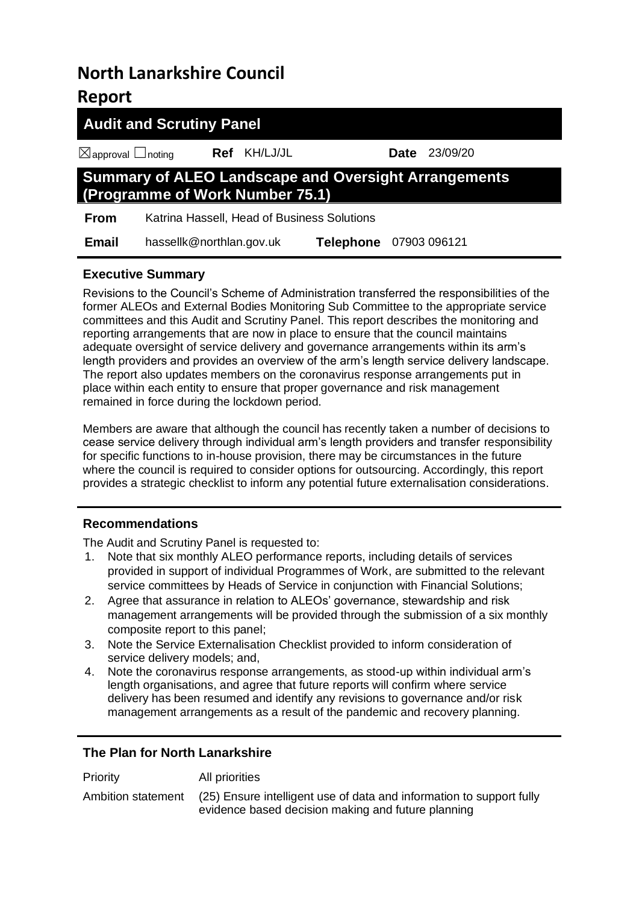# North Lanarkshire Council

# Report

## Audit and Scrutiny Panel

☒approval ☐noting **Ref** KH/LJ/JL **Date** 23/09/20

## Summary of ALEO Landscape and Oversight Arrangements (Programme of Work Number 75.1)

| | | | |
|---|---|---|---|
| **From** | Katrina Hassell, Head of Business Solutions | | |
| **Email** | hassellk@northlan.gov.uk | **Telephone** | 07903 096121 |

### Executive Summary

Revisions to the Council's Scheme of Administration transferred the responsibilities of the former ALEOs and External Bodies Monitoring Sub Committee to the appropriate service committees and this Audit and Scrutiny Panel. This report describes the monitoring and reporting arrangements that are now in place to ensure that the council maintains adequate oversight of service delivery and governance arrangements within its arm's length providers and provides an overview of the arm's length service delivery landscape. The report also updates members on the coronavirus response arrangements put in place within each entity to ensure that proper governance and risk management remained in force during the lockdown period.

Members are aware that although the council has recently taken a number of decisions to cease service delivery through individual arm's length providers and transfer responsibility for specific functions to in-house provision, there may be circumstances in the future where the council is required to consider options for outsourcing. Accordingly, this report provides a strategic checklist to inform any potential future externalisation considerations.

### Recommendations

The Audit and Scrutiny Panel is requested to:

1. Note that six monthly ALEO performance reports, including details of services provided in support of individual Programmes of Work, are submitted to the relevant service committees by Heads of Service in conjunction with Financial Solutions;
2. Agree that assurance in relation to ALEOs' governance, stewardship and risk management arrangements will be provided through the submission of a six monthly composite report to this panel;
3. Note the Service Externalisation Checklist provided to inform consideration of service delivery models; and,
4. Note the coronavirus response arrangements, as stood-up within individual arm's length organisations, and agree that future reports will confirm where service delivery has been resumed and identify any revisions to governance and/or risk management arrangements as a result of the pandemic and recovery planning.

### The Plan for North Lanarkshire

| | |
|---|---|
| Priority | All priorities |
| Ambition statement | (25) Ensure intelligent use of data and information to support fully evidence based decision making and future planning |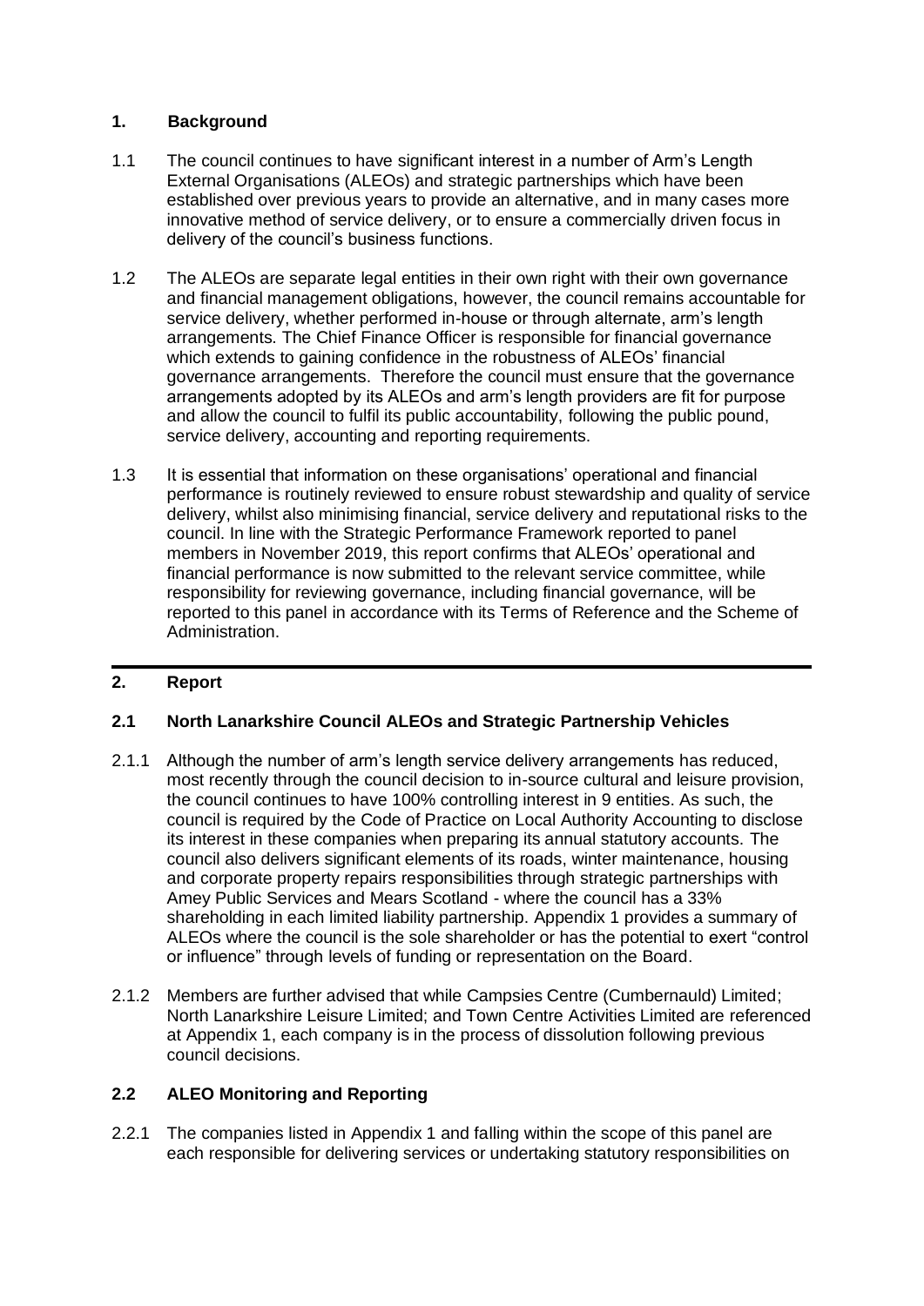## 1. Background

1.1 The council continues to have significant interest in a number of Arm's Length External Organisations (ALEOs) and strategic partnerships which have been established over previous years to provide an alternative, and in many cases more innovative method of service delivery, or to ensure a commercially driven focus in delivery of the council's business functions.

1.2 The ALEOs are separate legal entities in their own right with their own governance and financial management obligations, however, the council remains accountable for service delivery, whether performed in-house or through alternate, arm's length arrangements. The Chief Finance Officer is responsible for financial governance which extends to gaining confidence in the robustness of ALEOs' financial governance arrangements. Therefore the council must ensure that the governance arrangements adopted by its ALEOs and arm's length providers are fit for purpose and allow the council to fulfil its public accountability, following the public pound, service delivery, accounting and reporting requirements.

1.3 It is essential that information on these organisations' operational and financial performance is routinely reviewed to ensure robust stewardship and quality of service delivery, whilst also minimising financial, service delivery and reputational risks to the council. In line with the Strategic Performance Framework reported to panel members in November 2019, this report confirms that ALEOs' operational and financial performance is now submitted to the relevant service committee, while responsibility for reviewing governance, including financial governance, will be reported to this panel in accordance with its Terms of Reference and the Scheme of Administration.

## 2. Report

### 2.1 North Lanarkshire Council ALEOs and Strategic Partnership Vehicles

2.1.1 Although the number of arm's length service delivery arrangements has reduced, most recently through the council decision to in-source cultural and leisure provision, the council continues to have 100% controlling interest in 9 entities. As such, the council is required by the Code of Practice on Local Authority Accounting to disclose its interest in these companies when preparing its annual statutory accounts. The council also delivers significant elements of its roads, winter maintenance, housing and corporate property repairs responsibilities through strategic partnerships with Amey Public Services and Mears Scotland - where the council has a 33% shareholding in each limited liability partnership. Appendix 1 provides a summary of ALEOs where the council is the sole shareholder or has the potential to exert "control or influence" through levels of funding or representation on the Board.

2.1.2 Members are further advised that while Campsies Centre (Cumbernauld) Limited; North Lanarkshire Leisure Limited; and Town Centre Activities Limited are referenced at Appendix 1, each company is in the process of dissolution following previous council decisions.

### 2.2 ALEO Monitoring and Reporting

2.2.1 The companies listed in Appendix 1 and falling within the scope of this panel are each responsible for delivering services or undertaking statutory responsibilities on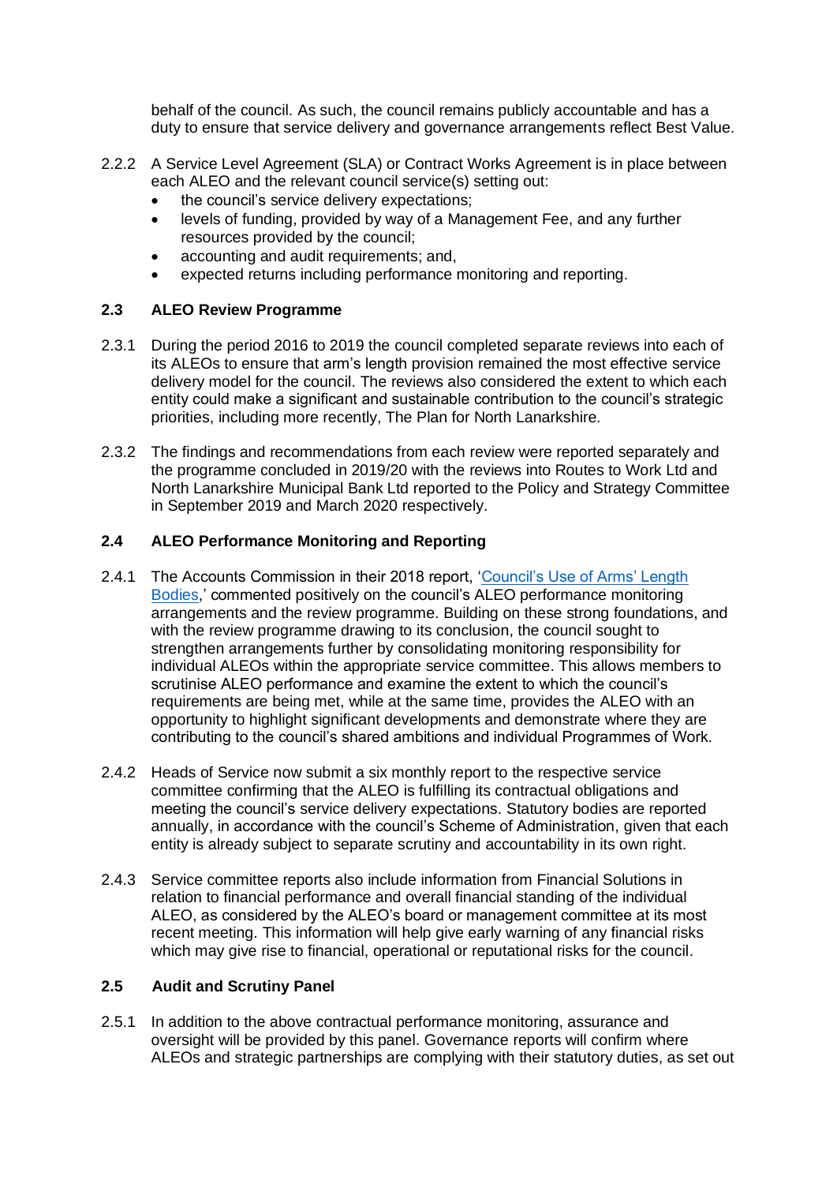behalf of the council. As such, the council remains publicly accountable and has a duty to ensure that service delivery and governance arrangements reflect Best Value.

2.2.2 A Service Level Agreement (SLA) or Contract Works Agreement is in place between each ALEO and the relevant council service(s) setting out:

- the council's service delivery expectations;
- levels of funding, provided by way of a Management Fee, and any further resources provided by the council;
- accounting and audit requirements; and,
- expected returns including performance monitoring and reporting.

### 2.3 ALEO Review Programme

2.3.1 During the period 2016 to 2019 the council completed separate reviews into each of its ALEOs to ensure that arm's length provision remained the most effective service delivery model for the council. The reviews also considered the extent to which each entity could make a significant and sustainable contribution to the council's strategic priorities, including more recently, The Plan for North Lanarkshire.

2.3.2 The findings and recommendations from each review were reported separately and the programme concluded in 2019/20 with the reviews into Routes to Work Ltd and North Lanarkshire Municipal Bank Ltd reported to the Policy and Strategy Committee in September 2019 and March 2020 respectively.

### 2.4 ALEO Performance Monitoring and Reporting

2.4.1 The Accounts Commission in their 2018 report, 'Council's Use of Arms' Length Bodies,' commented positively on the council's ALEO performance monitoring arrangements and the review programme. Building on these strong foundations, and with the review programme drawing to its conclusion, the council sought to strengthen arrangements further by consolidating monitoring responsibility for individual ALEOs within the appropriate service committee. This allows members to scrutinise ALEO performance and examine the extent to which the council's requirements are being met, while at the same time, provides the ALEO with an opportunity to highlight significant developments and demonstrate where they are contributing to the council's shared ambitions and individual Programmes of Work.

2.4.2 Heads of Service now submit a six monthly report to the respective service committee confirming that the ALEO is fulfilling its contractual obligations and meeting the council's service delivery expectations. Statutory bodies are reported annually, in accordance with the council's Scheme of Administration, given that each entity is already subject to separate scrutiny and accountability in its own right.

2.4.3 Service committee reports also include information from Financial Solutions in relation to financial performance and overall financial standing of the individual ALEO, as considered by the ALEO's board or management committee at its most recent meeting. This information will help give early warning of any financial risks which may give rise to financial, operational or reputational risks for the council.

### 2.5 Audit and Scrutiny Panel

2.5.1 In addition to the above contractual performance monitoring, assurance and oversight will be provided by this panel. Governance reports will confirm where ALEOs and strategic partnerships are complying with their statutory duties, as set out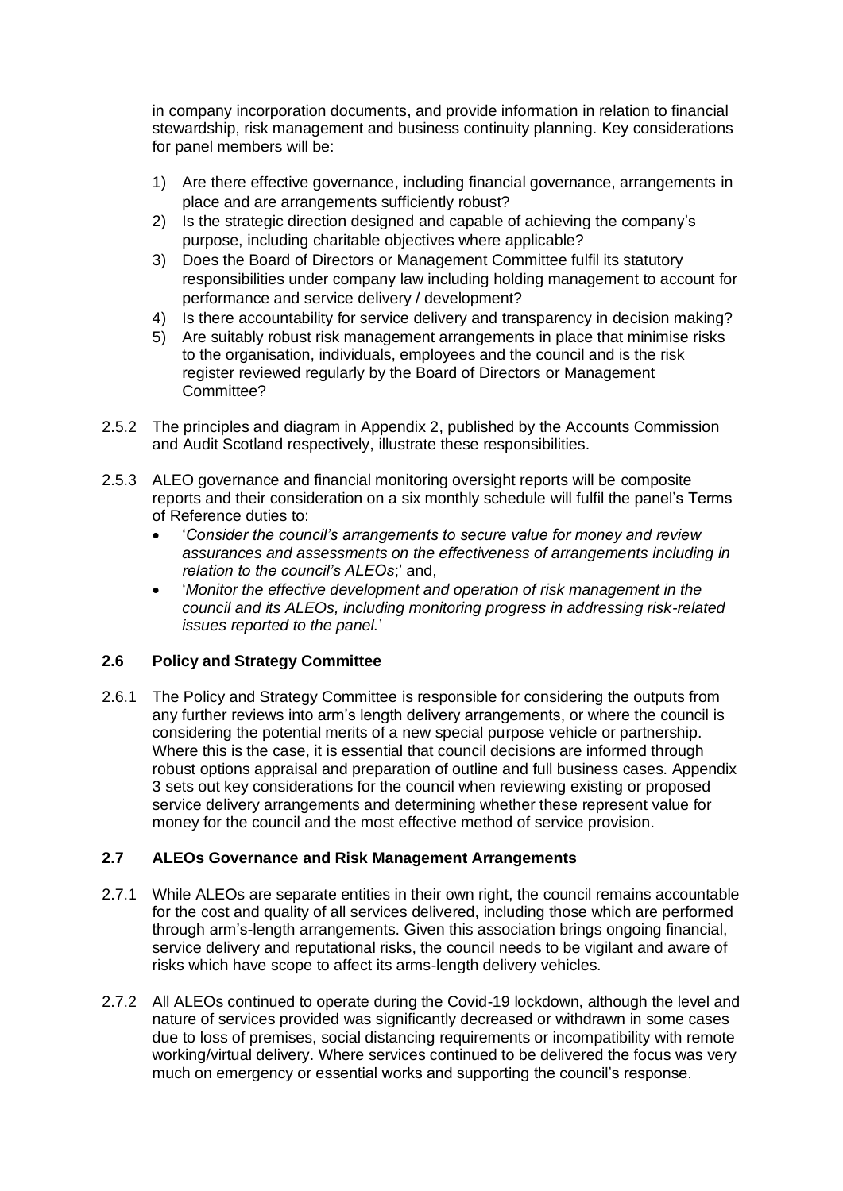in company incorporation documents, and provide information in relation to financial stewardship, risk management and business continuity planning. Key considerations for panel members will be:

1) Are there effective governance, including financial governance, arrangements in place and are arrangements sufficiently robust?
2) Is the strategic direction designed and capable of achieving the company's purpose, including charitable objectives where applicable?
3) Does the Board of Directors or Management Committee fulfil its statutory responsibilities under company law including holding management to account for performance and service delivery / development?
4) Is there accountability for service delivery and transparency in decision making?
5) Are suitably robust risk management arrangements in place that minimise risks to the organisation, individuals, employees and the council and is the risk register reviewed regularly by the Board of Directors or Management Committee?

2.5.2 The principles and diagram in Appendix 2, published by the Accounts Commission and Audit Scotland respectively, illustrate these responsibilities.

2.5.3 ALEO governance and financial monitoring oversight reports will be composite reports and their consideration on a six monthly schedule will fulfil the panel's Terms of Reference duties to:

- '*Consider the council's arrangements to secure value for money and review assurances and assessments on the effectiveness of arrangements including in relation to the council's ALEOs*;' and,
- '*Monitor the effective development and operation of risk management in the council and its ALEOs, including monitoring progress in addressing risk-related issues reported to the panel.*'

### 2.6 Policy and Strategy Committee

2.6.1 The Policy and Strategy Committee is responsible for considering the outputs from any further reviews into arm's length delivery arrangements, or where the council is considering the potential merits of a new special purpose vehicle or partnership. Where this is the case, it is essential that council decisions are informed through robust options appraisal and preparation of outline and full business cases. Appendix 3 sets out key considerations for the council when reviewing existing or proposed service delivery arrangements and determining whether these represent value for money for the council and the most effective method of service provision.

### 2.7 ALEOs Governance and Risk Management Arrangements

2.7.1 While ALEOs are separate entities in their own right, the council remains accountable for the cost and quality of all services delivered, including those which are performed through arm's-length arrangements. Given this association brings ongoing financial, service delivery and reputational risks, the council needs to be vigilant and aware of risks which have scope to affect its arms-length delivery vehicles.

2.7.2 All ALEOs continued to operate during the Covid-19 lockdown, although the level and nature of services provided was significantly decreased or withdrawn in some cases due to loss of premises, social distancing requirements or incompatibility with remote working/virtual delivery. Where services continued to be delivered the focus was very much on emergency or essential works and supporting the council's response.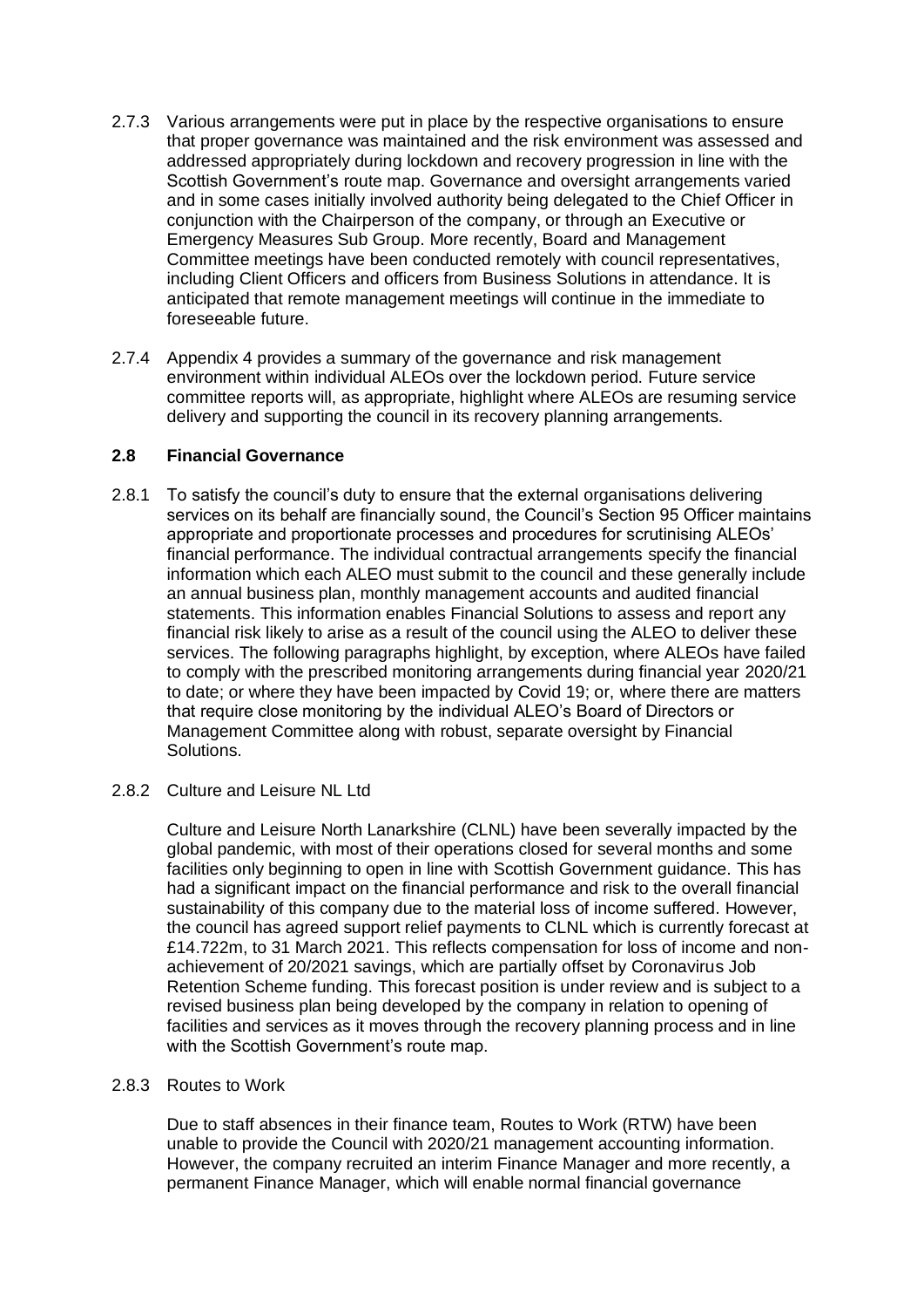2.7.3 Various arrangements were put in place by the respective organisations to ensure that proper governance was maintained and the risk environment was assessed and addressed appropriately during lockdown and recovery progression in line with the Scottish Government's route map. Governance and oversight arrangements varied and in some cases initially involved authority being delegated to the Chief Officer in conjunction with the Chairperson of the company, or through an Executive or Emergency Measures Sub Group. More recently, Board and Management Committee meetings have been conducted remotely with council representatives, including Client Officers and officers from Business Solutions in attendance. It is anticipated that remote management meetings will continue in the immediate to foreseeable future.

2.7.4 Appendix 4 provides a summary of the governance and risk management environment within individual ALEOs over the lockdown period. Future service committee reports will, as appropriate, highlight where ALEOs are resuming service delivery and supporting the council in its recovery planning arrangements.

**2.8 Financial Governance**

2.8.1 To satisfy the council's duty to ensure that the external organisations delivering services on its behalf are financially sound, the Council's Section 95 Officer maintains appropriate and proportionate processes and procedures for scrutinising ALEOs' financial performance. The individual contractual arrangements specify the financial information which each ALEO must submit to the council and these generally include an annual business plan, monthly management accounts and audited financial statements. This information enables Financial Solutions to assess and report any financial risk likely to arise as a result of the council using the ALEO to deliver these services. The following paragraphs highlight, by exception, where ALEOs have failed to comply with the prescribed monitoring arrangements during financial year 2020/21 to date; or where they have been impacted by Covid 19; or, where there are matters that require close monitoring by the individual ALEO's Board of Directors or Management Committee along with robust, separate oversight by Financial Solutions.

2.8.2 Culture and Leisure NL Ltd

Culture and Leisure North Lanarkshire (CLNL) have been severally impacted by the global pandemic, with most of their operations closed for several months and some facilities only beginning to open in line with Scottish Government guidance. This has had a significant impact on the financial performance and risk to the overall financial sustainability of this company due to the material loss of income suffered. However, the council has agreed support relief payments to CLNL which is currently forecast at £14.722m, to 31 March 2021. This reflects compensation for loss of income and non-achievement of 20/2021 savings, which are partially offset by Coronavirus Job Retention Scheme funding. This forecast position is under review and is subject to a revised business plan being developed by the company in relation to opening of facilities and services as it moves through the recovery planning process and in line with the Scottish Government's route map.

2.8.3 Routes to Work

Due to staff absences in their finance team, Routes to Work (RTW) have been unable to provide the Council with 2020/21 management accounting information. However, the company recruited an interim Finance Manager and more recently, a permanent Finance Manager, which will enable normal financial governance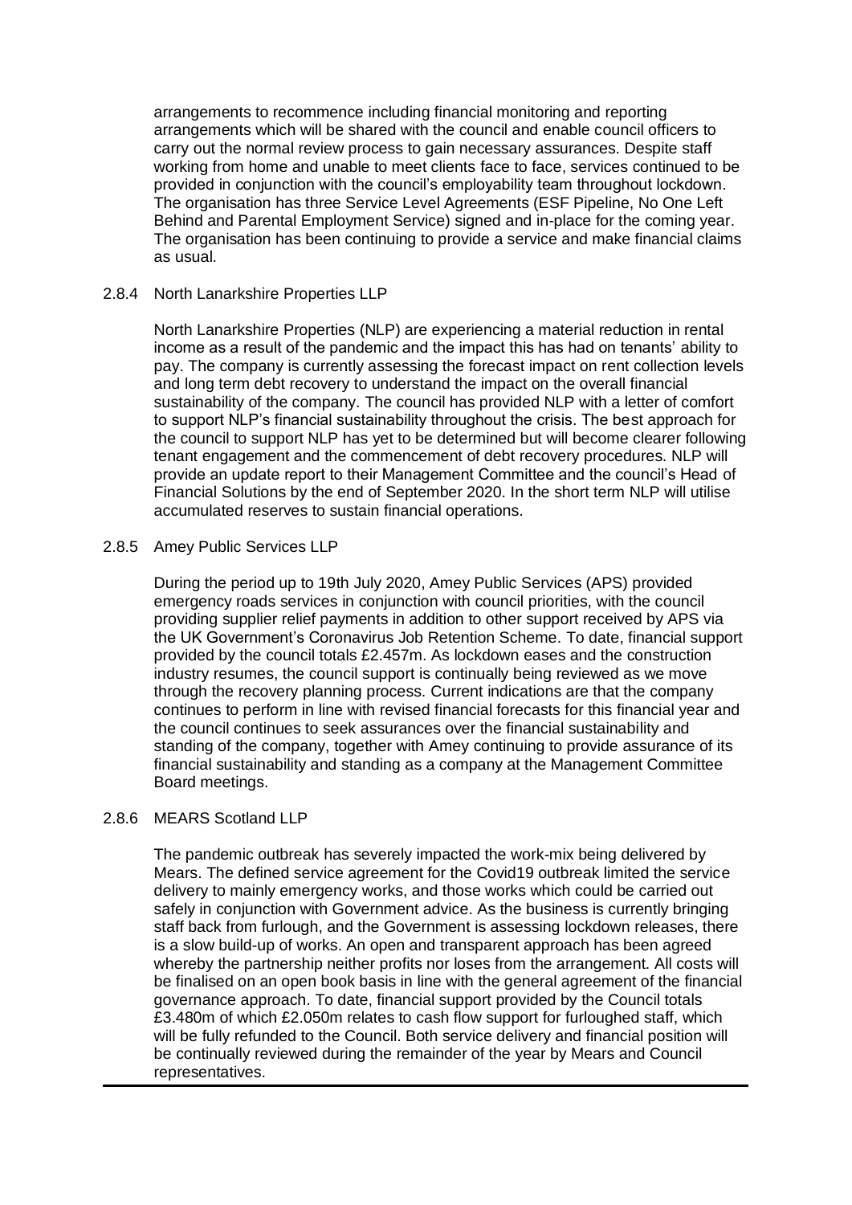arrangements to recommence including financial monitoring and reporting arrangements which will be shared with the council and enable council officers to carry out the normal review process to gain necessary assurances. Despite staff working from home and unable to meet clients face to face, services continued to be provided in conjunction with the council's employability team throughout lockdown. The organisation has three Service Level Agreements (ESF Pipeline, No One Left Behind and Parental Employment Service) signed and in-place for the coming year. The organisation has been continuing to provide a service and make financial claims as usual.

#### 2.8.4 North Lanarkshire Properties LLP

North Lanarkshire Properties (NLP) are experiencing a material reduction in rental income as a result of the pandemic and the impact this has had on tenants' ability to pay. The company is currently assessing the forecast impact on rent collection levels and long term debt recovery to understand the impact on the overall financial sustainability of the company. The council has provided NLP with a letter of comfort to support NLP's financial sustainability throughout the crisis. The best approach for the council to support NLP has yet to be determined but will become clearer following tenant engagement and the commencement of debt recovery procedures. NLP will provide an update report to their Management Committee and the council's Head of Financial Solutions by the end of September 2020. In the short term NLP will utilise accumulated reserves to sustain financial operations.

#### 2.8.5 Amey Public Services LLP

During the period up to 19th July 2020, Amey Public Services (APS) provided emergency roads services in conjunction with council priorities, with the council providing supplier relief payments in addition to other support received by APS via the UK Government's Coronavirus Job Retention Scheme. To date, financial support provided by the council totals £2.457m. As lockdown eases and the construction industry resumes, the council support is continually being reviewed as we move through the recovery planning process. Current indications are that the company continues to perform in line with revised financial forecasts for this financial year and the council continues to seek assurances over the financial sustainability and standing of the company, together with Amey continuing to provide assurance of its financial sustainability and standing as a company at the Management Committee Board meetings.

#### 2.8.6 MEARS Scotland LLP

The pandemic outbreak has severely impacted the work-mix being delivered by Mears. The defined service agreement for the Covid19 outbreak limited the service delivery to mainly emergency works, and those works which could be carried out safely in conjunction with Government advice. As the business is currently bringing staff back from furlough, and the Government is assessing lockdown releases, there is a slow build-up of works. An open and transparent approach has been agreed whereby the partnership neither profits nor loses from the arrangement. All costs will be finalised on an open book basis in line with the general agreement of the financial governance approach. To date, financial support provided by the Council totals £3.480m of which £2.050m relates to cash flow support for furloughed staff, which will be fully refunded to the Council. Both service delivery and financial position will be continually reviewed during the remainder of the year by Mears and Council representatives.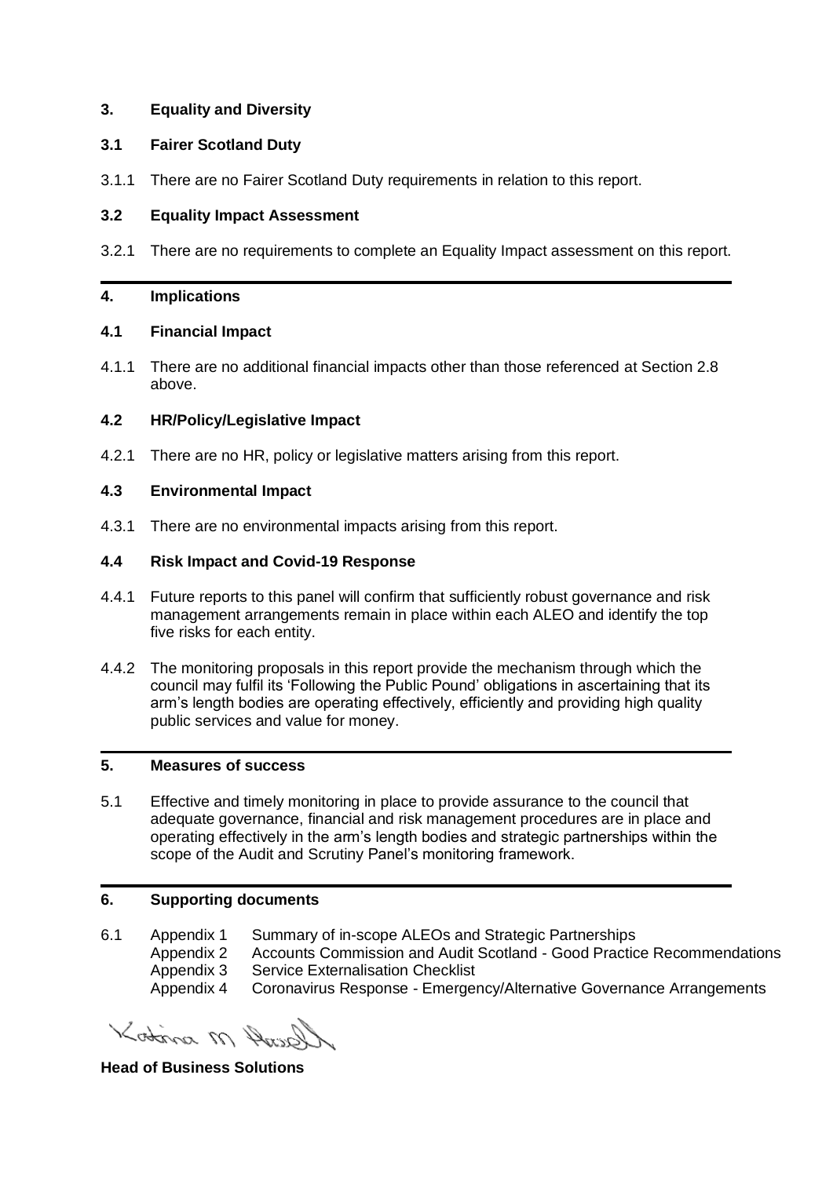## 3. Equality and Diversity

### 3.1 Fairer Scotland Duty

3.1.1 There are no Fairer Scotland Duty requirements in relation to this report.

### 3.2 Equality Impact Assessment

3.2.1 There are no requirements to complete an Equality Impact assessment on this report.

## 4. Implications

### 4.1 Financial Impact

4.1.1 There are no additional financial impacts other than those referenced at Section 2.8 above.

### 4.2 HR/Policy/Legislative Impact

4.2.1 There are no HR, policy or legislative matters arising from this report.

### 4.3 Environmental Impact

4.3.1 There are no environmental impacts arising from this report.

### 4.4 Risk Impact and Covid-19 Response

4.4.1 Future reports to this panel will confirm that sufficiently robust governance and risk management arrangements remain in place within each ALEO and identify the top five risks for each entity.

4.4.2 The monitoring proposals in this report provide the mechanism through which the council may fulfil its 'Following the Public Pound' obligations in ascertaining that its arm's length bodies are operating effectively, efficiently and providing high quality public services and value for money.

## 5. Measures of success

5.1 Effective and timely monitoring in place to provide assurance to the council that adequate governance, financial and risk management procedures are in place and operating effectively in the arm's length bodies and strategic partnerships within the scope of the Audit and Scrutiny Panel's monitoring framework.

## 6. Supporting documents

6.1 Appendix 1 Summary of in-scope ALEOs and Strategic Partnerships
Appendix 2 Accounts Commission and Audit Scotland - Good Practice Recommendations
Appendix 3 Service Externalisation Checklist
Appendix 4 Coronavirus Response - Emergency/Alternative Governance Arrangements

Katrina M Hassell

**Head of Business Solutions**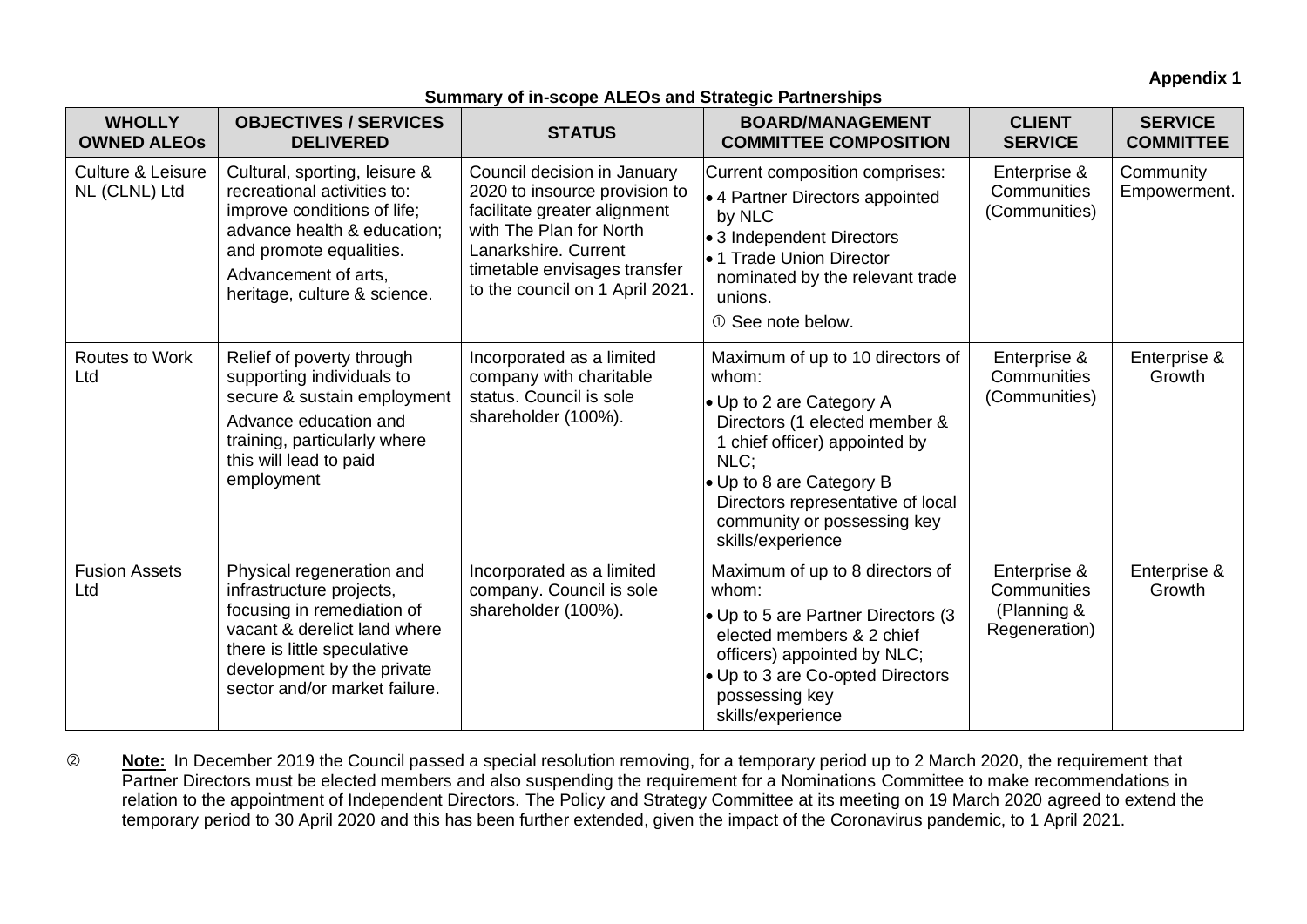**Appendix 1**

**Summary of in-scope ALEOs and Strategic Partnerships**

| WHOLLY OWNED ALEOs | OBJECTIVES / SERVICES DELIVERED | STATUS | BOARD/MANAGEMENT COMMITTEE COMPOSITION | CLIENT SERVICE | SERVICE COMMITTEE |
|---|---|---|---|---|---|
| Culture & Leisure NL (CLNL) Ltd | Cultural, sporting, leisure & recreational activities to: improve conditions of life; advance health & education; and promote equalities. Advancement of arts, heritage, culture & science. | Council decision in January 2020 to insource provision to facilitate greater alignment with The Plan for North Lanarkshire. Current timetable envisages transfer to the council on 1 April 2021. | Current composition comprises: • 4 Partner Directors appointed by NLC • 3 Independent Directors • 1 Trade Union Director nominated by the relevant trade unions. ① See note below. | Enterprise & Communities (Communities) | Community Empowerment. |
| Routes to Work Ltd | Relief of poverty through supporting individuals to secure & sustain employment Advance education and training, particularly where this will lead to paid employment | Incorporated as a limited company with charitable status. Council is sole shareholder (100%). | Maximum of up to 10 directors of whom: • Up to 2 are Category A Directors (1 elected member & 1 chief officer) appointed by NLC; • Up to 8 are Category B Directors representative of local community or possessing key skills/experience | Enterprise & Communities (Communities) | Enterprise & Growth |
| Fusion Assets Ltd | Physical regeneration and infrastructure projects, focusing in remediation of vacant & derelict land where there is little speculative development by the private sector and/or market failure. | Incorporated as a limited company. Council is sole shareholder (100%). | Maximum of up to 8 directors of whom: • Up to 5 are Partner Directors (3 elected members & 2 chief officers) appointed by NLC; • Up to 3 are Co-opted Directors possessing key skills/experience | Enterprise & Communities (Planning & Regeneration) | Enterprise & Growth |

② **Note:** In December 2019 the Council passed a special resolution removing, for a temporary period up to 2 March 2020, the requirement that Partner Directors must be elected members and also suspending the requirement for a Nominations Committee to make recommendations in relation to the appointment of Independent Directors. The Policy and Strategy Committee at its meeting on 19 March 2020 agreed to extend the temporary period to 30 April 2020 and this has been further extended, given the impact of the Coronavirus pandemic, to 1 April 2021.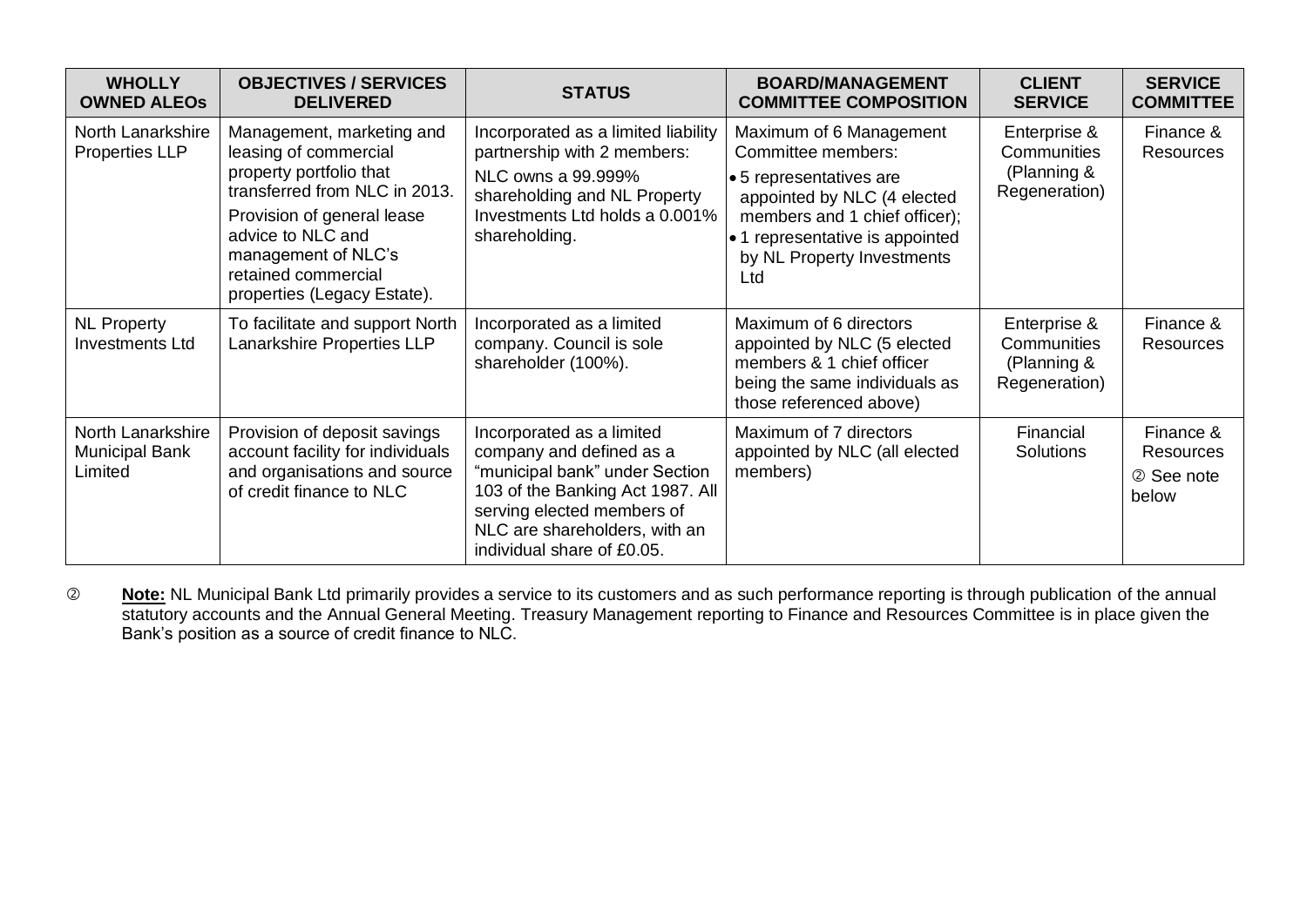| WHOLLY OWNED ALEOs | OBJECTIVES / SERVICES DELIVERED | STATUS | BOARD/MANAGEMENT COMMITTEE COMPOSITION | CLIENT SERVICE | SERVICE COMMITTEE |
|---|---|---|---|---|---|
| North Lanarkshire Properties LLP | Management, marketing and leasing of commercial property portfolio that transferred from NLC in 2013.<br>Provision of general lease advice to NLC and management of NLC's retained commercial properties (Legacy Estate). | Incorporated as a limited liability partnership with 2 members:<br>NLC owns a 99.999% shareholding and NL Property Investments Ltd holds a 0.001% shareholding. | Maximum of 6 Management Committee members:<br>• 5 representatives are appointed by NLC (4 elected members and 1 chief officer);<br>• 1 representative is appointed by NL Property Investments Ltd | Enterprise & Communities (Planning & Regeneration) | Finance & Resources |
| NL Property Investments Ltd | To facilitate and support North Lanarkshire Properties LLP | Incorporated as a limited company. Council is sole shareholder (100%). | Maximum of 6 directors appointed by NLC (5 elected members & 1 chief officer being the same individuals as those referenced above) | Enterprise & Communities (Planning & Regeneration) | Finance & Resources |
| North Lanarkshire Municipal Bank Limited | Provision of deposit savings account facility for individuals and organisations and source of credit finance to NLC | Incorporated as a limited company and defined as a "municipal bank" under Section 103 of the Banking Act 1987. All serving elected members of NLC are shareholders, with an individual share of £0.05. | Maximum of 7 directors appointed by NLC (all elected members) | Financial Solutions | Finance & Resources<br>② See note below |

② **Note:** NL Municipal Bank Ltd primarily provides a service to its customers and as such performance reporting is through publication of the annual statutory accounts and the Annual General Meeting. Treasury Management reporting to Finance and Resources Committee is in place given the Bank's position as a source of credit finance to NLC.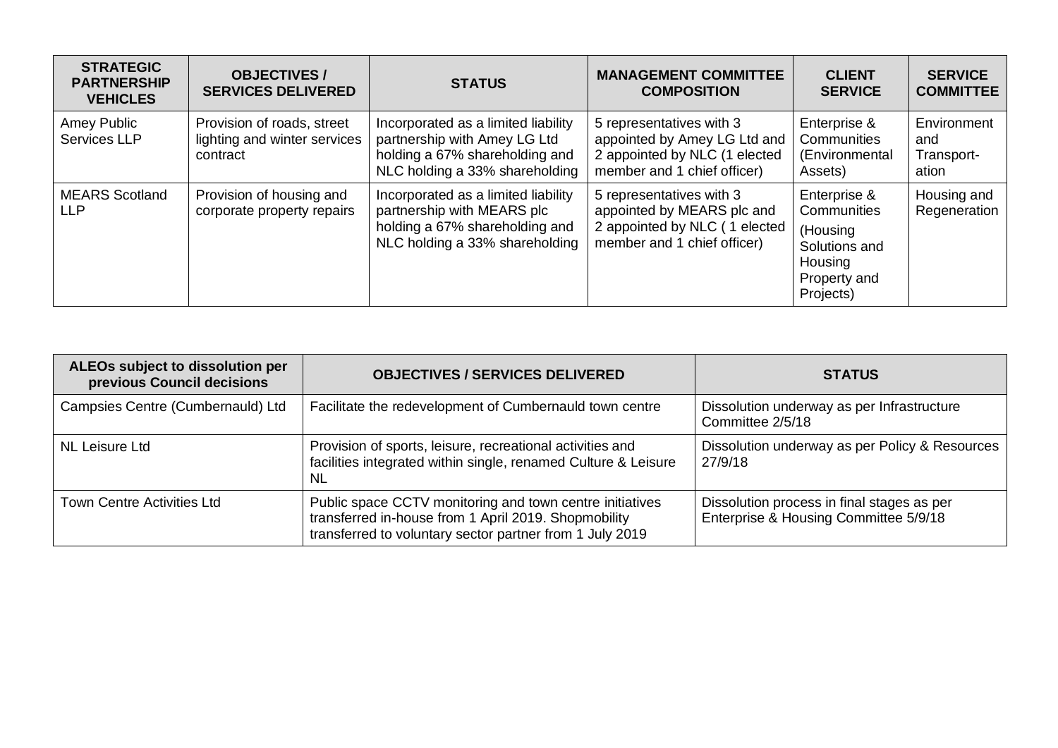| STRATEGIC PARTNERSHIP VEHICLES | OBJECTIVES / SERVICES DELIVERED | STATUS | MANAGEMENT COMMITTEE COMPOSITION | CLIENT SERVICE | SERVICE COMMITTEE |
|---|---|---|---|---|---|
| Amey Public Services LLP | Provision of roads, street lighting and winter services contract | Incorporated as a limited liability partnership with Amey LG Ltd holding a 67% shareholding and NLC holding a 33% shareholding | 5 representatives with 3 appointed by Amey LG Ltd and 2 appointed by NLC (1 elected member and 1 chief officer) | Enterprise & Communities (Environmental Assets) | Environment and Transport-ation |
| MEARS Scotland LLP | Provision of housing and corporate property repairs | Incorporated as a limited liability partnership with MEARS plc holding a 67% shareholding and NLC holding a 33% shareholding | 5 representatives with 3 appointed by MEARS plc and 2 appointed by NLC ( 1 elected member and 1 chief officer) | Enterprise & Communities (Housing Solutions and Housing Property and Projects) | Housing and Regeneration |

| ALEOs subject to dissolution per previous Council decisions | OBJECTIVES / SERVICES DELIVERED | STATUS |
|---|---|---|
| Campsies Centre (Cumbernauld) Ltd | Facilitate the redevelopment of Cumbernauld town centre | Dissolution underway as per Infrastructure Committee 2/5/18 |
| NL Leisure Ltd | Provision of sports, leisure, recreational activities and facilities integrated within single, renamed Culture & Leisure NL | Dissolution underway as per Policy & Resources 27/9/18 |
| Town Centre Activities Ltd | Public space CCTV monitoring and town centre initiatives transferred in-house from 1 April 2019. Shopmobility transferred to voluntary sector partner from 1 July 2019 | Dissolution process in final stages as per Enterprise & Housing Committee 5/9/18 |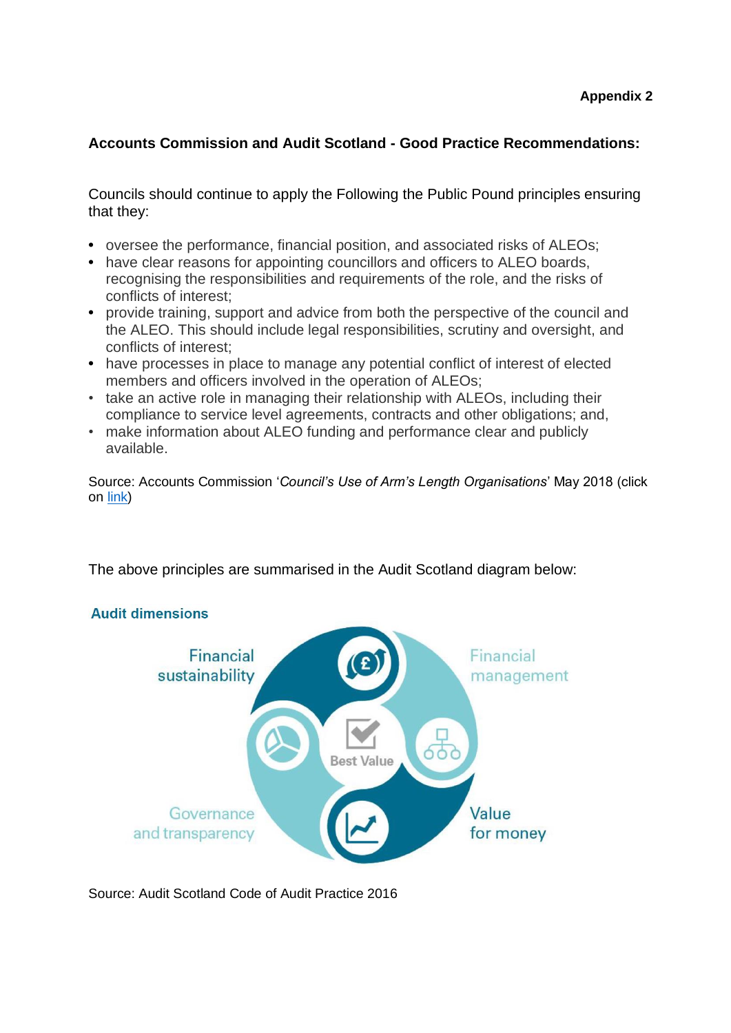**Appendix 2**

**Accounts Commission and Audit Scotland - Good Practice Recommendations:**

Councils should continue to apply the Following the Public Pound principles ensuring that they:

- oversee the performance, financial position, and associated risks of ALEOs;
- have clear reasons for appointing councillors and officers to ALEO boards, recognising the responsibilities and requirements of the role, and the risks of conflicts of interest;
- provide training, support and advice from both the perspective of the council and the ALEO. This should include legal responsibilities, scrutiny and oversight, and conflicts of interest;
- have processes in place to manage any potential conflict of interest of elected members and officers involved in the operation of ALEOs;
- take an active role in managing their relationship with ALEOs, including their compliance to service level agreements, contracts and other obligations; and,
- make information about ALEO funding and performance clear and publicly available.

Source: Accounts Commission '*Council's Use of Arm's Length Organisations*' May 2018 (click on link)

The above principles are summarised in the Audit Scotland diagram below:

**Audit dimensions**

Financial sustainability

Financial management

Best Value

Governance and transparency

Value for money

Source: Audit Scotland Code of Audit Practice 2016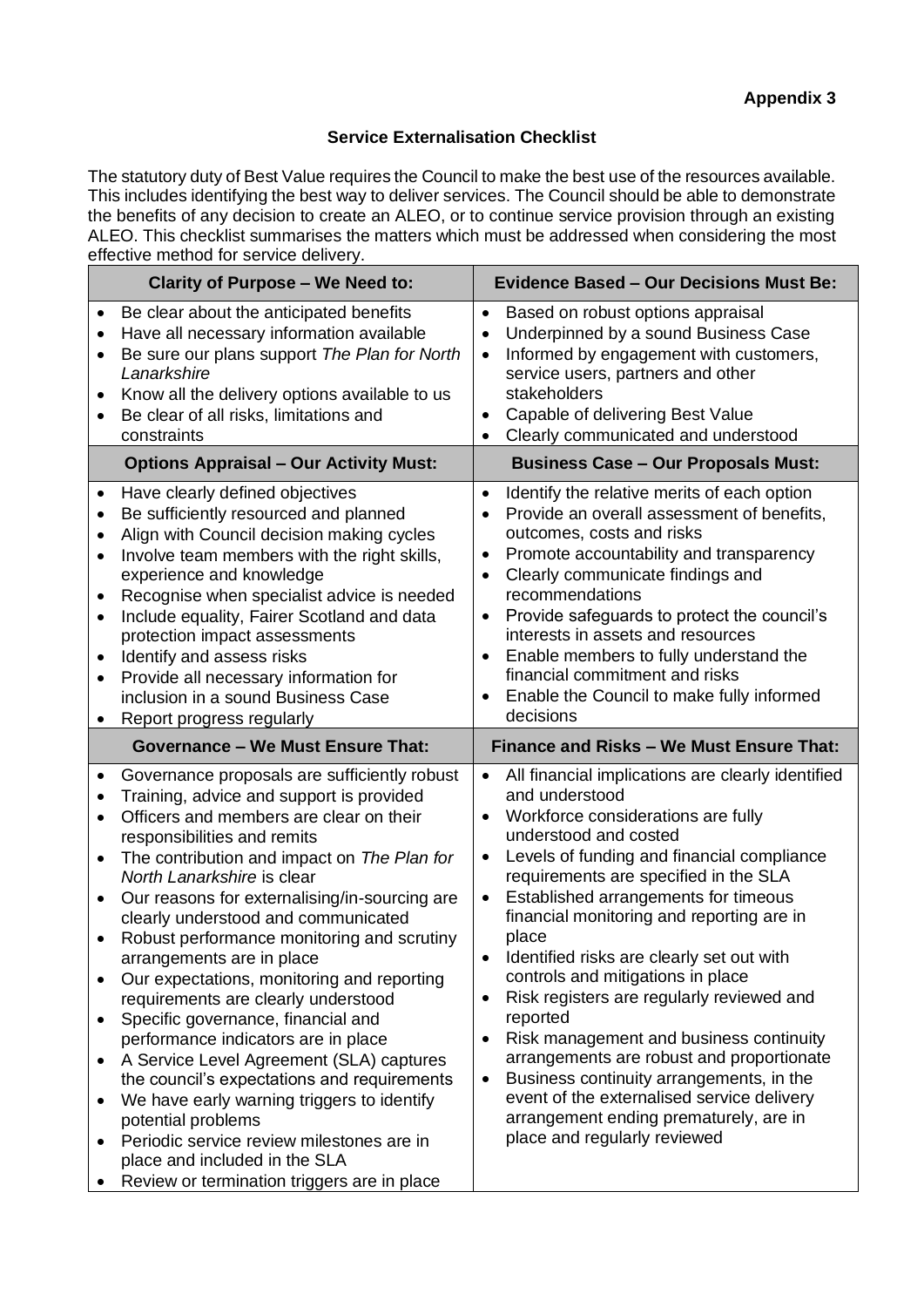**Appendix 3**

### Service Externalisation Checklist

The statutory duty of Best Value requires the Council to make the best use of the resources available. This includes identifying the best way to deliver services. The Council should be able to demonstrate the benefits of any decision to create an ALEO, or to continue service provision through an existing ALEO. This checklist summarises the matters which must be addressed when considering the most effective method for service delivery.

| Clarity of Purpose – We Need to: | Evidence Based – Our Decisions Must Be: |
|---|---|
| • Be clear about the anticipated benefits<br>• Have all necessary information available<br>• Be sure our plans support *The Plan for North Lanarkshire*<br>• Know all the delivery options available to us<br>• Be clear of all risks, limitations and constraints | • Based on robust options appraisal<br>• Underpinned by a sound Business Case<br>• Informed by engagement with customers, service users, partners and other stakeholders<br>• Capable of delivering Best Value<br>• Clearly communicated and understood |
| **Options Appraisal – Our Activity Must:** | **Business Case – Our Proposals Must:** |
| • Have clearly defined objectives<br>• Be sufficiently resourced and planned<br>• Align with Council decision making cycles<br>• Involve team members with the right skills, experience and knowledge<br>• Recognise when specialist advice is needed<br>• Include equality, Fairer Scotland and data protection impact assessments<br>• Identify and assess risks<br>• Provide all necessary information for inclusion in a sound Business Case<br>• Report progress regularly | • Identify the relative merits of each option<br>• Provide an overall assessment of benefits, outcomes, costs and risks<br>• Promote accountability and transparency<br>• Clearly communicate findings and recommendations<br>• Provide safeguards to protect the council's interests in assets and resources<br>• Enable members to fully understand the financial commitment and risks<br>• Enable the Council to make fully informed decisions |
| **Governance – We Must Ensure That:** | **Finance and Risks – We Must Ensure That:** |
| • Governance proposals are sufficiently robust<br>• Training, advice and support is provided<br>• Officers and members are clear on their responsibilities and remits<br>• The contribution and impact on *The Plan for North Lanarkshire* is clear<br>• Our reasons for externalising/in-sourcing are clearly understood and communicated<br>• Robust performance monitoring and scrutiny arrangements are in place<br>• Our expectations, monitoring and reporting requirements are clearly understood<br>• Specific governance, financial and performance indicators are in place<br>• A Service Level Agreement (SLA) captures the council's expectations and requirements<br>• We have early warning triggers to identify potential problems<br>• Periodic service review milestones are in place and included in the SLA<br>• Review or termination triggers are in place | • All financial implications are clearly identified and understood<br>• Workforce considerations are fully understood and costed<br>• Levels of funding and financial compliance requirements are specified in the SLA<br>• Established arrangements for timeous financial monitoring and reporting are in place<br>• Identified risks are clearly set out with controls and mitigations in place<br>• Risk registers are regularly reviewed and reported<br>• Risk management and business continuity arrangements are robust and proportionate<br>• Business continuity arrangements, in the event of the externalised service delivery arrangement ending prematurely, are in place and regularly reviewed |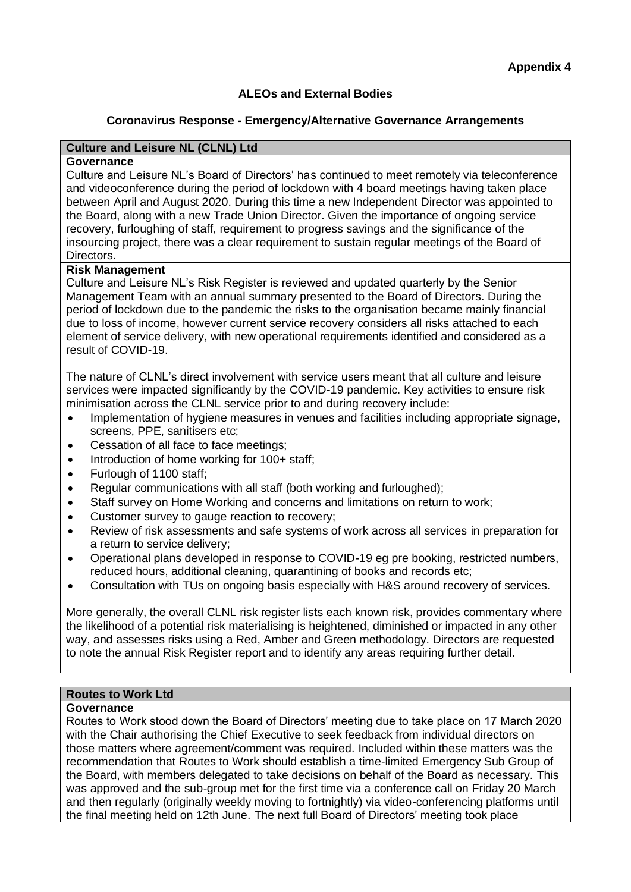**Appendix 4**

## ALEOs and External Bodies

### Coronavirus Response - Emergency/Alternative Governance Arrangements

### Culture and Leisure NL (CLNL) Ltd

**Governance**

Culture and Leisure NL's Board of Directors' has continued to meet remotely via teleconference and videoconference during the period of lockdown with 4 board meetings having taken place between April and August 2020. During this time a new Independent Director was appointed to the Board, along with a new Trade Union Director. Given the importance of ongoing service recovery, furloughing of staff, requirement to progress savings and the significance of the insourcing project, there was a clear requirement to sustain regular meetings of the Board of Directors.

**Risk Management**

Culture and Leisure NL's Risk Register is reviewed and updated quarterly by the Senior Management Team with an annual summary presented to the Board of Directors. During the period of lockdown due to the pandemic the risks to the organisation became mainly financial due to loss of income, however current service recovery considers all risks attached to each element of service delivery, with new operational requirements identified and considered as a result of COVID-19.

The nature of CLNL's direct involvement with service users meant that all culture and leisure services were impacted significantly by the COVID-19 pandemic. Key activities to ensure risk minimisation across the CLNL service prior to and during recovery include:

- Implementation of hygiene measures in venues and facilities including appropriate signage, screens, PPE, sanitisers etc;
- Cessation of all face to face meetings;
- Introduction of home working for 100+ staff;
- Furlough of 1100 staff;
- Regular communications with all staff (both working and furloughed);
- Staff survey on Home Working and concerns and limitations on return to work;
- Customer survey to gauge reaction to recovery;
- Review of risk assessments and safe systems of work across all services in preparation for a return to service delivery;
- Operational plans developed in response to COVID-19 eg pre booking, restricted numbers, reduced hours, additional cleaning, quarantining of books and records etc;
- Consultation with TUs on ongoing basis especially with H&S around recovery of services.

More generally, the overall CLNL risk register lists each known risk, provides commentary where the likelihood of a potential risk materialising is heightened, diminished or impacted in any other way, and assesses risks using a Red, Amber and Green methodology. Directors are requested to note the annual Risk Register report and to identify any areas requiring further detail.

### Routes to Work Ltd

**Governance**

Routes to Work stood down the Board of Directors' meeting due to take place on 17 March 2020 with the Chair authorising the Chief Executive to seek feedback from individual directors on those matters where agreement/comment was required. Included within these matters was the recommendation that Routes to Work should establish a time-limited Emergency Sub Group of the Board, with members delegated to take decisions on behalf of the Board as necessary. This was approved and the sub-group met for the first time via a conference call on Friday 20 March and then regularly (originally weekly moving to fortnightly) via video-conferencing platforms until the final meeting held on 12th June. The next full Board of Directors' meeting took place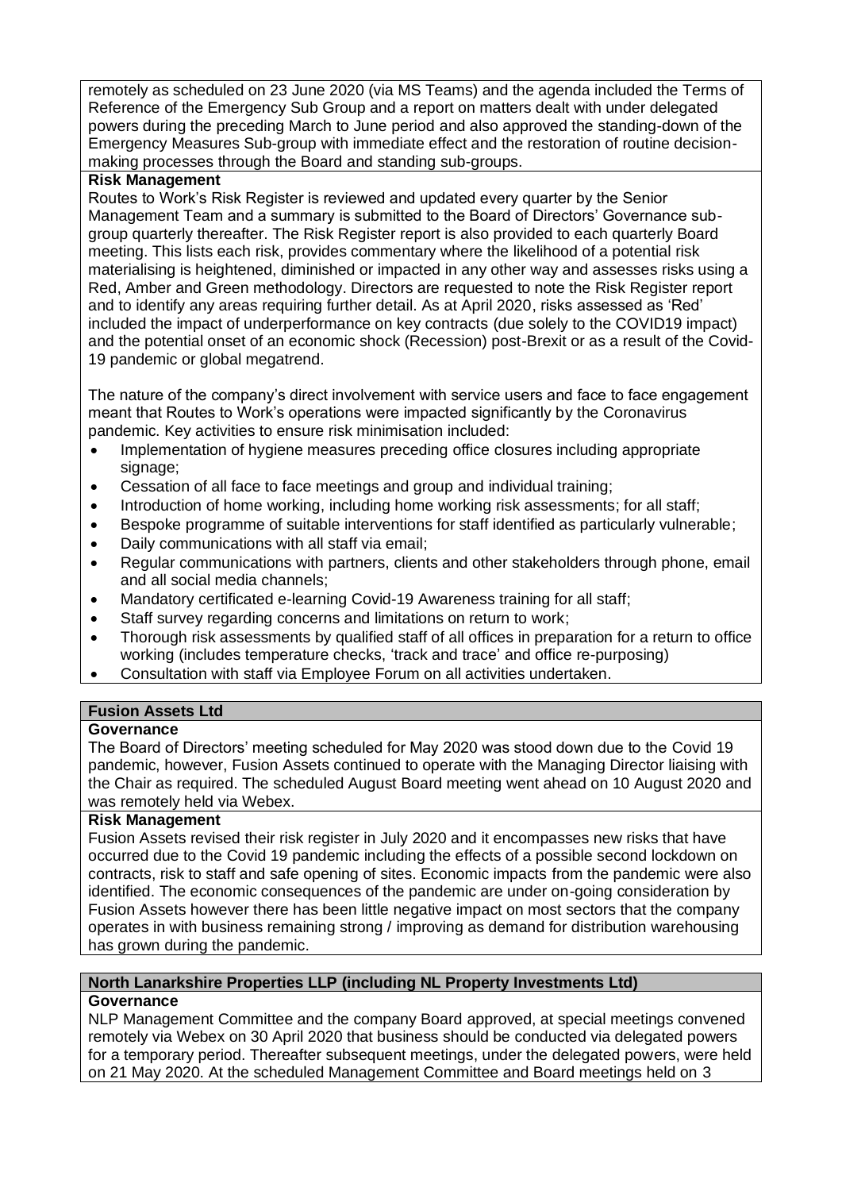remotely as scheduled on 23 June 2020 (via MS Teams) and the agenda included the Terms of Reference of the Emergency Sub Group and a report on matters dealt with under delegated powers during the preceding March to June period and also approved the standing-down of the Emergency Measures Sub-group with immediate effect and the restoration of routine decision-making processes through the Board and standing sub-groups.

**Risk Management**

Routes to Work's Risk Register is reviewed and updated every quarter by the Senior Management Team and a summary is submitted to the Board of Directors' Governance sub-group quarterly thereafter. The Risk Register report is also provided to each quarterly Board meeting. This lists each risk, provides commentary where the likelihood of a potential risk materialising is heightened, diminished or impacted in any other way and assesses risks using a Red, Amber and Green methodology. Directors are requested to note the Risk Register report and to identify any areas requiring further detail. As at April 2020, risks assessed as 'Red' included the impact of underperformance on key contracts (due solely to the COVID19 impact) and the potential onset of an economic shock (Recession) post-Brexit or as a result of the Covid-19 pandemic or global megatrend.

The nature of the company's direct involvement with service users and face to face engagement meant that Routes to Work's operations were impacted significantly by the Coronavirus pandemic. Key activities to ensure risk minimisation included:

- Implementation of hygiene measures preceding office closures including appropriate signage;
- Cessation of all face to face meetings and group and individual training;
- Introduction of home working, including home working risk assessments; for all staff;
- Bespoke programme of suitable interventions for staff identified as particularly vulnerable;
- Daily communications with all staff via email;
- Regular communications with partners, clients and other stakeholders through phone, email and all social media channels;
- Mandatory certificated e-learning Covid-19 Awareness training for all staff;
- Staff survey regarding concerns and limitations on return to work;
- Thorough risk assessments by qualified staff of all offices in preparation for a return to office working (includes temperature checks, 'track and trace' and office re-purposing)
- Consultation with staff via Employee Forum on all activities undertaken.

## Fusion Assets Ltd

**Governance**

The Board of Directors' meeting scheduled for May 2020 was stood down due to the Covid 19 pandemic, however, Fusion Assets continued to operate with the Managing Director liaising with the Chair as required. The scheduled August Board meeting went ahead on 10 August 2020 and was remotely held via Webex.

**Risk Management**

Fusion Assets revised their risk register in July 2020 and it encompasses new risks that have occurred due to the Covid 19 pandemic including the effects of a possible second lockdown on contracts, risk to staff and safe opening of sites. Economic impacts from the pandemic were also identified. The economic consequences of the pandemic are under on-going consideration by Fusion Assets however there has been little negative impact on most sectors that the company operates in with business remaining strong / improving as demand for distribution warehousing has grown during the pandemic.

## North Lanarkshire Properties LLP (including NL Property Investments Ltd)

**Governance**

NLP Management Committee and the company Board approved, at special meetings convened remotely via Webex on 30 April 2020 that business should be conducted via delegated powers for a temporary period. Thereafter subsequent meetings, under the delegated powers, were held on 21 May 2020. At the scheduled Management Committee and Board meetings held on 3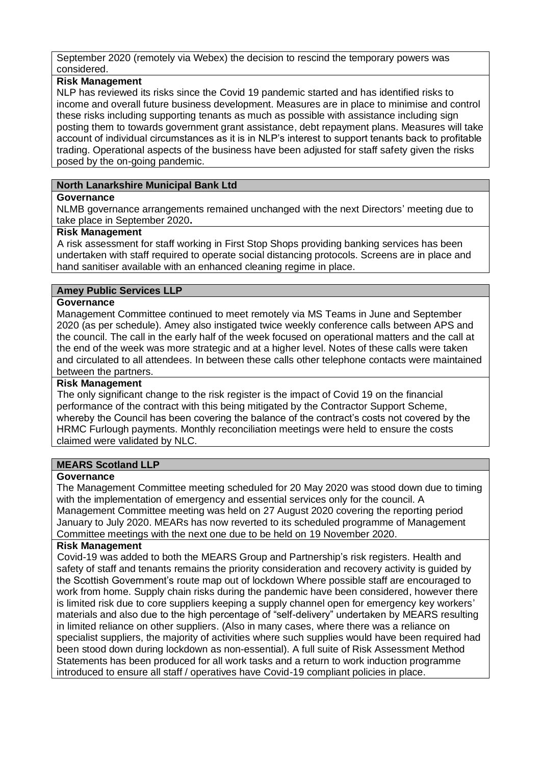September 2020 (remotely via Webex) the decision to rescind the temporary powers was considered.

**Risk Management**

NLP has reviewed its risks since the Covid 19 pandemic started and has identified risks to income and overall future business development. Measures are in place to minimise and control these risks including supporting tenants as much as possible with assistance including sign posting them to towards government grant assistance, debt repayment plans. Measures will take account of individual circumstances as it is in NLP's interest to support tenants back to profitable trading. Operational aspects of the business have been adjusted for staff safety given the risks posed by the on-going pandemic.

### North Lanarkshire Municipal Bank Ltd

**Governance**

NLMB governance arrangements remained unchanged with the next Directors' meeting due to take place in September 2020**.**

**Risk Management**

A risk assessment for staff working in First Stop Shops providing banking services has been undertaken with staff required to operate social distancing protocols. Screens are in place and hand sanitiser available with an enhanced cleaning regime in place.

### Amey Public Services LLP

**Governance**

Management Committee continued to meet remotely via MS Teams in June and September 2020 (as per schedule). Amey also instigated twice weekly conference calls between APS and the council. The call in the early half of the week focused on operational matters and the call at the end of the week was more strategic and at a higher level. Notes of these calls were taken and circulated to all attendees. In between these calls other telephone contacts were maintained between the partners.

**Risk Management**

The only significant change to the risk register is the impact of Covid 19 on the financial performance of the contract with this being mitigated by the Contractor Support Scheme, whereby the Council has been covering the balance of the contract's costs not covered by the HRMC Furlough payments. Monthly reconciliation meetings were held to ensure the costs claimed were validated by NLC.

### MEARS Scotland LLP

**Governance**

The Management Committee meeting scheduled for 20 May 2020 was stood down due to timing with the implementation of emergency and essential services only for the council. A Management Committee meeting was held on 27 August 2020 covering the reporting period January to July 2020. MEARs has now reverted to its scheduled programme of Management Committee meetings with the next one due to be held on 19 November 2020.

**Risk Management**

Covid-19 was added to both the MEARS Group and Partnership's risk registers. Health and safety of staff and tenants remains the priority consideration and recovery activity is guided by the Scottish Government's route map out of lockdown Where possible staff are encouraged to work from home. Supply chain risks during the pandemic have been considered, however there is limited risk due to core suppliers keeping a supply channel open for emergency key workers' materials and also due to the high percentage of "self-delivery" undertaken by MEARS resulting in limited reliance on other suppliers. (Also in many cases, where there was a reliance on specialist suppliers, the majority of activities where such supplies would have been required had been stood down during lockdown as non-essential). A full suite of Risk Assessment Method Statements has been produced for all work tasks and a return to work induction programme introduced to ensure all staff / operatives have Covid-19 compliant policies in place.